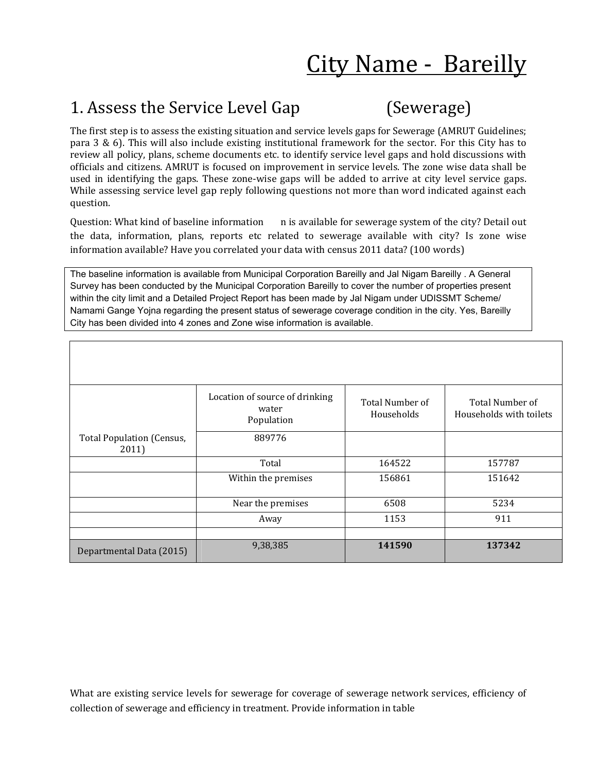# City Name - Bareilly

## 1. Assess the Service Level Gap (Sewerage)

The first step is to assess the existing situation and service levels gaps for Sewerage (AMRUT Guidelines; para 3 & 6). This will also include existing institutional framework for the sector. For this City has to review all policy, plans, scheme documents etc. to identify service level gaps and hold discussions with officials and citizens. AMRUT is focused on improvement in service levels. The zone wise data shall be used in identifying the gaps. These zone-wise gaps will be added to arrive at city level service gaps. While assessing service level gap reply following questions not more than word indicated against each question.

Question: What kind of baseline information n is available for sewerage system of the city? Detail out the data, information, plans, reports etc related to sewerage available with city? Is zone wise information available? Have you correlated your data with census 2011 data? (100 words)

The baseline information is available from Municipal Corporation Bareilly and Jal Nigam Bareilly . A General Survey has been conducted by the Municipal Corporation Bareilly to cover the number of properties present within the city limit and a Detailed Project Report has been made by Jal Nigam under UDISSMT Scheme/ Namami Gange Yojna regarding the present status of sewerage coverage condition in the city. Yes, Bareilly City has been divided into 4 zones and Zone wise information is available.

| | Location of source of drinking water<br>Population | Total Number of Households | Total Number of Households with toilets |
|---|---|---|---|
| Total Population (Census, 2011) | 889776 | | |
| | Total | 164522 | 157787 |
| | Within the premises | 156861 | 151642 |
| | Near the premises | 6508 | 5234 |
| | Away | 1153 | 911 |
| | | | |
| Departmental Data (2015) | 9,38,385 | **141590** | **137342** |

What are existing service levels for sewerage for coverage of sewerage network services, efficiency of collection of sewerage and efficiency in treatment. Provide information in table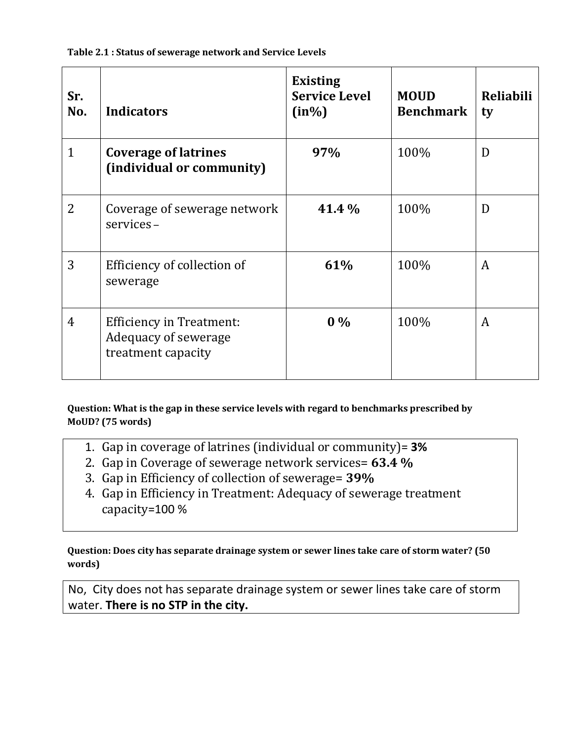**Table 2.1 : Status of sewerage network and Service Levels**

| Sr. No. | Indicators | Existing Service Level (in%) | MOUD Benchmark | Reliability |
|---|---|---|---|---|
| 1 | **Coverage of latrines (individual or community)** | **97%** | 100% | D |
| 2 | Coverage of sewerage network services – | **41.4 %** | 100% | D |
| 3 | Efficiency of collection of sewerage | **61%** | 100% | A |
| 4 | Efficiency in Treatment: Adequacy of sewerage treatment capacity | **0 %** | 100% | A |

**Question: What is the gap in these service levels with regard to benchmarks prescribed by MoUD? (75 words)**

1. Gap in coverage of latrines (individual or community)= **3%**
2. Gap in Coverage of sewerage network services= **63.4 %**
3. Gap in Efficiency of collection of sewerage= **39%**
4. Gap in Efficiency in Treatment: Adequacy of sewerage treatment capacity=100 %

**Question: Does city has separate drainage system or sewer lines take care of storm water? (50 words)**

No, City does not has separate drainage system or sewer lines take care of storm water. **There is no STP in the city.**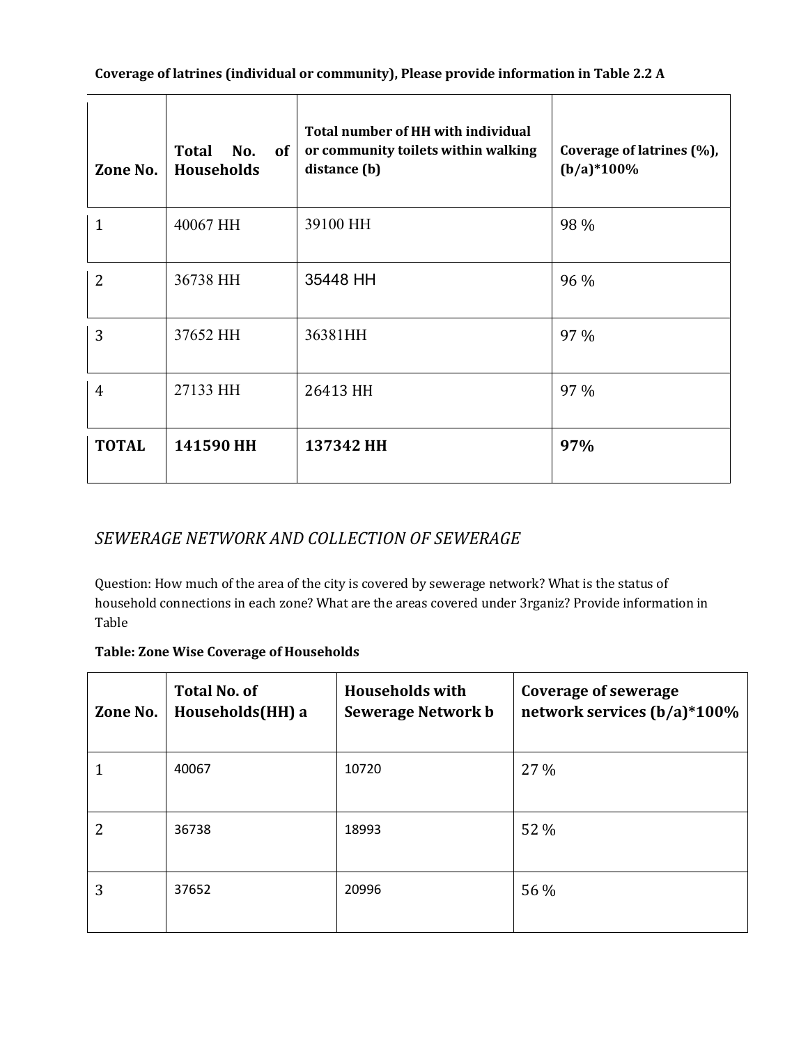**Coverage of latrines (individual or community), Please provide information in Table 2.2 A**

| Zone No. | Total No. of Households | Total number of HH with individual or community toilets within walking distance (b) | Coverage of latrines (%), (b/a)*100% |
|---|---|---|---|
| 1 | 40067 HH | 39100 HH | 98 % |
| 2 | 36738 HH | 35448 HH | 96 % |
| 3 | 37652 HH | 36381HH | 97 % |
| 4 | 27133 HH | 26413 HH | 97 % |
| **TOTAL** | **141590 HH** | **137342 HH** | **97%** |

## *SEWERAGE NETWORK AND COLLECTION OF SEWERAGE*

Question: How much of the area of the city is covered by sewerage network? What is the status of household connections in each zone? What are the areas covered under 3rganiz? Provide information in Table

**Table: Zone Wise Coverage of Households**

| Zone No. | Total No. of Households(HH) a | Households with Sewerage Network b | Coverage of sewerage network services (b/a)*100% |
|---|---|---|---|
| 1 | 40067 | 10720 | 27 % |
| 2 | 36738 | 18993 | 52 % |
| 3 | 37652 | 20996 | 56 % |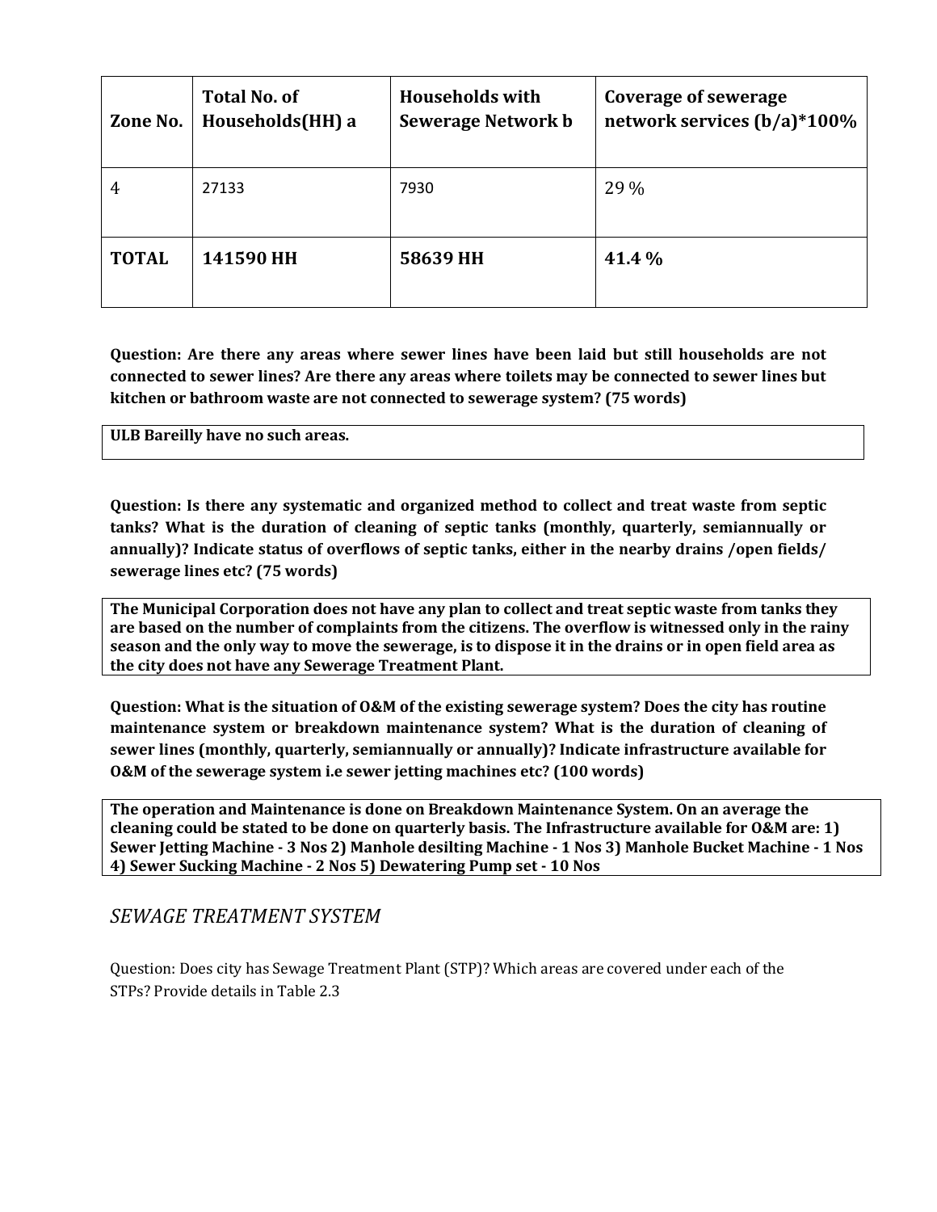| Zone No. | Total No. of Households(HH) a | Households with Sewerage Network b | Coverage of sewerage network services (b/a)*100% |
|---|---|---|---|
| 4 | 27133 | 7930 | 29 % |
| **TOTAL** | **141590 HH** | **58639 HH** | **41.4 %** |

**Question: Are there any areas where sewer lines have been laid but still households are not connected to sewer lines? Are there any areas where toilets may be connected to sewer lines but kitchen or bathroom waste are not connected to sewerage system? (75 words)**

**ULB Bareilly have no such areas.**

**Question: Is there any systematic and organized method to collect and treat waste from septic tanks? What is the duration of cleaning of septic tanks (monthly, quarterly, semiannually or annually)? Indicate status of overflows of septic tanks, either in the nearby drains /open fields/ sewerage lines etc? (75 words)**

**The Municipal Corporation does not have any plan to collect and treat septic waste from tanks they are based on the number of complaints from the citizens. The overflow is witnessed only in the rainy season and the only way to move the sewerage, is to dispose it in the drains or in open field area as the city does not have any Sewerage Treatment Plant.**

**Question: What is the situation of O&M of the existing sewerage system? Does the city has routine maintenance system or breakdown maintenance system? What is the duration of cleaning of sewer lines (monthly, quarterly, semiannually or annually)? Indicate infrastructure available for O&M of the sewerage system i.e sewer jetting machines etc? (100 words)**

**The operation and Maintenance is done on Breakdown Maintenance System. On an average the cleaning could be stated to be done on quarterly basis. The Infrastructure available for O&M are: 1) Sewer Jetting Machine - 3 Nos 2) Manhole desilting Machine - 1 Nos 3) Manhole Bucket Machine - 1 Nos 4) Sewer Sucking Machine - 2 Nos 5) Dewatering Pump set - 10 Nos**

## *SEWAGE TREATMENT SYSTEM*

Question: Does city has Sewage Treatment Plant (STP)? Which areas are covered under each of the STPs? Provide details in Table 2.3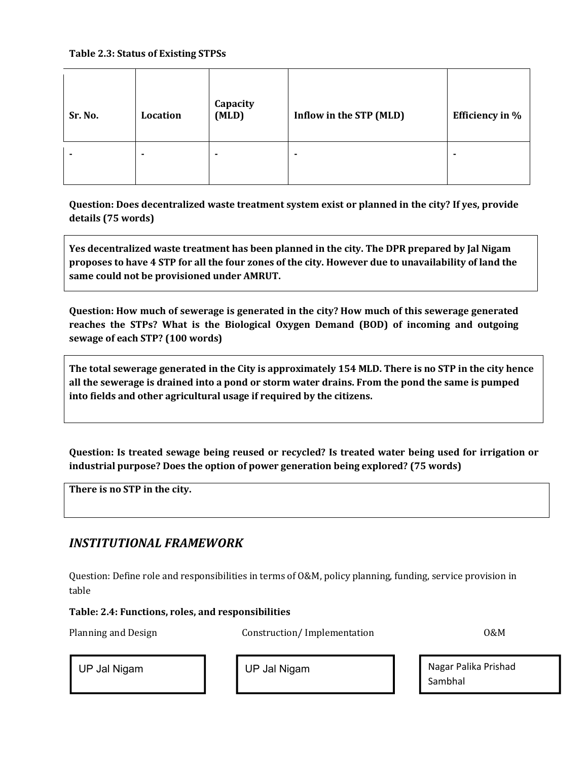**Table 2.3: Status of Existing STPSs**

| Sr. No. | Location | Capacity (MLD) | Inflow in the STP (MLD) | Efficiency in % |
|---|---|---|---|---|
| - | - | - | - | - |

**Question: Does decentralized waste treatment system exist or planned in the city? If yes, provide details (75 words)**

**Yes decentralized waste treatment has been planned in the city. The DPR prepared by Jal Nigam proposes to have 4 STP for all the four zones of the city. However due to unavailability of land the same could not be provisioned under AMRUT.**

**Question: How much of sewerage is generated in the city? How much of this sewerage generated reaches the STPs? What is the Biological Oxygen Demand (BOD) of incoming and outgoing sewage of each STP? (100 words)**

**The total sewerage generated in the City is approximately 154 MLD. There is no STP in the city hence all the sewerage is drained into a pond or storm water drains. From the pond the same is pumped into fields and other agricultural usage if required by the citizens.**

**Question: Is treated sewage being reused or recycled? Is treated water being used for irrigation or industrial purpose? Does the option of power generation being explored? (75 words)**

**There is no STP in the city.**

## *INSTITUTIONAL FRAMEWORK*

Question: Define role and responsibilities in terms of O&M, policy planning, funding, service provision in table

**Table: 2.4: Functions, roles, and responsibilities**

| Planning and Design | Construction/ Implementation | O&M |
|---|---|---|
| UP Jal Nigam | UP Jal Nigam | Nagar Palika Prishad Sambhal |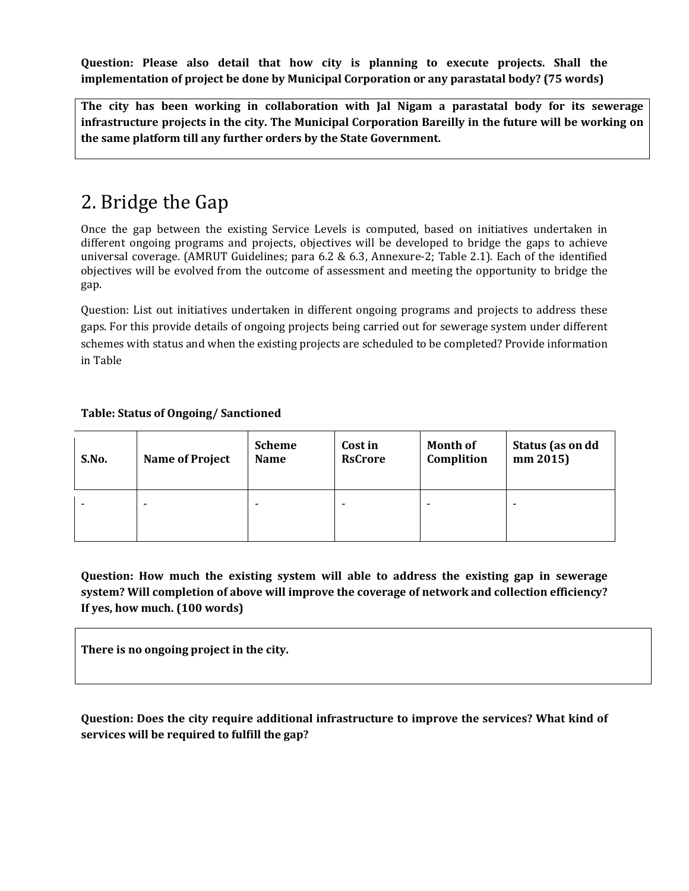**Question: Please also detail that how city is planning to execute projects. Shall the implementation of project be done by Municipal Corporation or any parastatal body? (75 words)**

**The city has been working in collaboration with Jal Nigam a parastatal body for its sewerage infrastructure projects in the city. The Municipal Corporation Bareilly in the future will be working on the same platform till any further orders by the State Government.**

## 2. Bridge the Gap

Once the gap between the existing Service Levels is computed, based on initiatives undertaken in different ongoing programs and projects, objectives will be developed to bridge the gaps to achieve universal coverage. (AMRUT Guidelines; para 6.2 & 6.3, Annexure-2; Table 2.1). Each of the identified objectives will be evolved from the outcome of assessment and meeting the opportunity to bridge the gap.

Question: List out initiatives undertaken in different ongoing programs and projects to address these gaps. For this provide details of ongoing projects being carried out for sewerage system under different schemes with status and when the existing projects are scheduled to be completed? Provide information in Table

**Table: Status of Ongoing/ Sanctioned**

| S.No. | Name of Project | Scheme Name | Cost in RsCrore | Month of Complition | Status (as on dd mm 2015) |
|---|---|---|---|---|---|
| - | - | - | - | - | - |

**Question: How much the existing system will able to address the existing gap in sewerage system? Will completion of above will improve the coverage of network and collection efficiency? If yes, how much. (100 words)**

**There is no ongoing project in the city.**

**Question: Does the city require additional infrastructure to improve the services? What kind of services will be required to fulfill the gap?**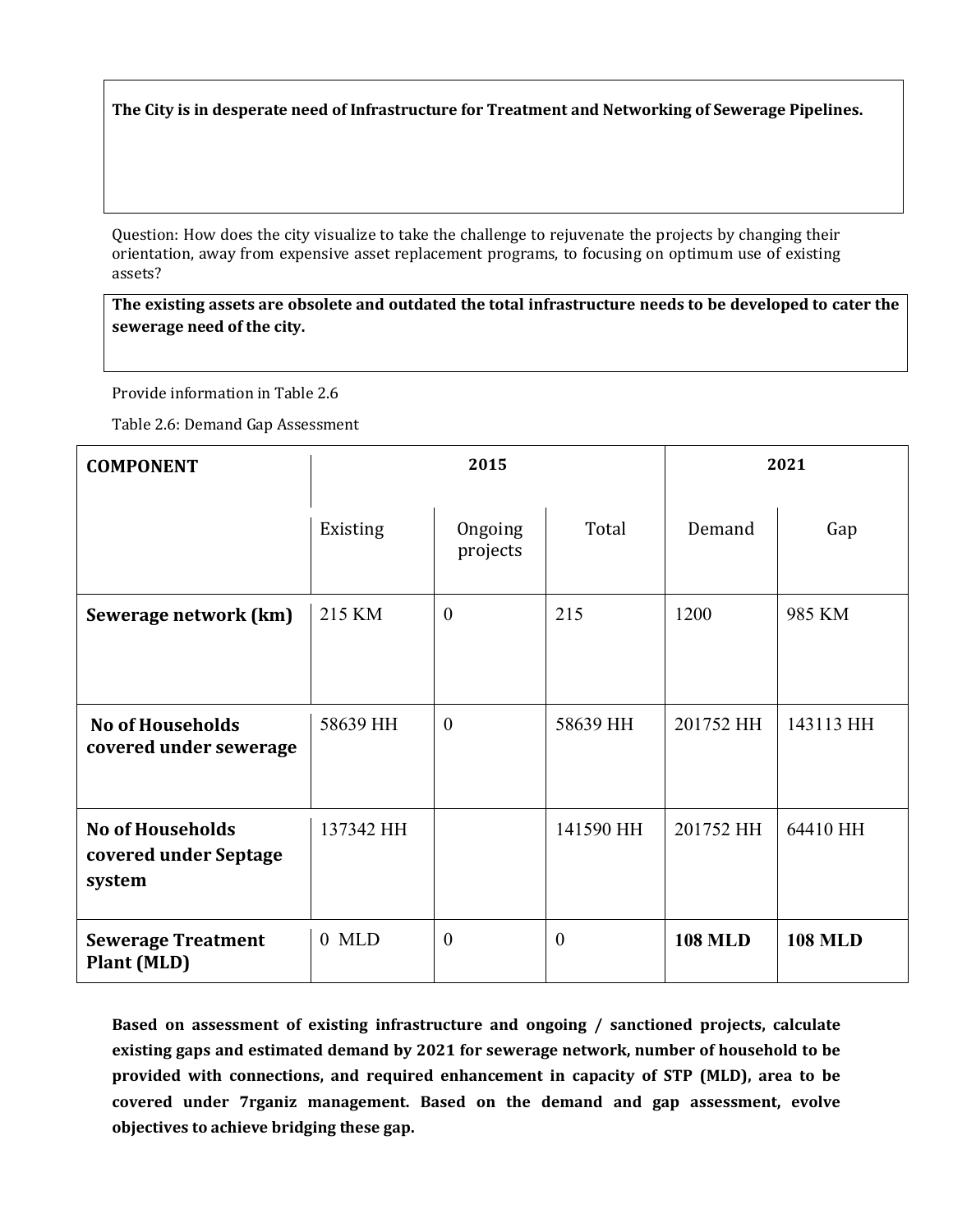**The City is in desperate need of Infrastructure for Treatment and Networking of Sewerage Pipelines.**

Question: How does the city visualize to take the challenge to rejuvenate the projects by changing their orientation, away from expensive asset replacement programs, to focusing on optimum use of existing assets?

**The existing assets are obsolete and outdated the total infrastructure needs to be developed to cater the sewerage need of the city.**

Provide information in Table 2.6

Table 2.6: Demand Gap Assessment

| **COMPONENT** | 2015 | | | 2021 | |
|---|---|---|---|---|---|
| | Existing | Ongoing projects | Total | Demand | Gap |
| **Sewerage network (km)** | 215 KM | 0 | 215 | 1200 | 985 KM |
| **No of Households covered under sewerage** | 58639 HH | 0 | 58639 HH | 201752 HH | 143113 HH |
| **No of Households covered under Septage system** | 137342 HH | | 141590 HH | 201752 HH | 64410 HH |
| **Sewerage Treatment Plant (MLD)** | 0 MLD | 0 | 0 | **108 MLD** | **108 MLD** |

**Based on assessment of existing infrastructure and ongoing / sanctioned projects, calculate existing gaps and estimated demand by 2021 for sewerage network, number of household to be provided with connections, and required enhancement in capacity of STP (MLD), area to be covered under 7rganiz management. Based on the demand and gap assessment, evolve objectives to achieve bridging these gap.**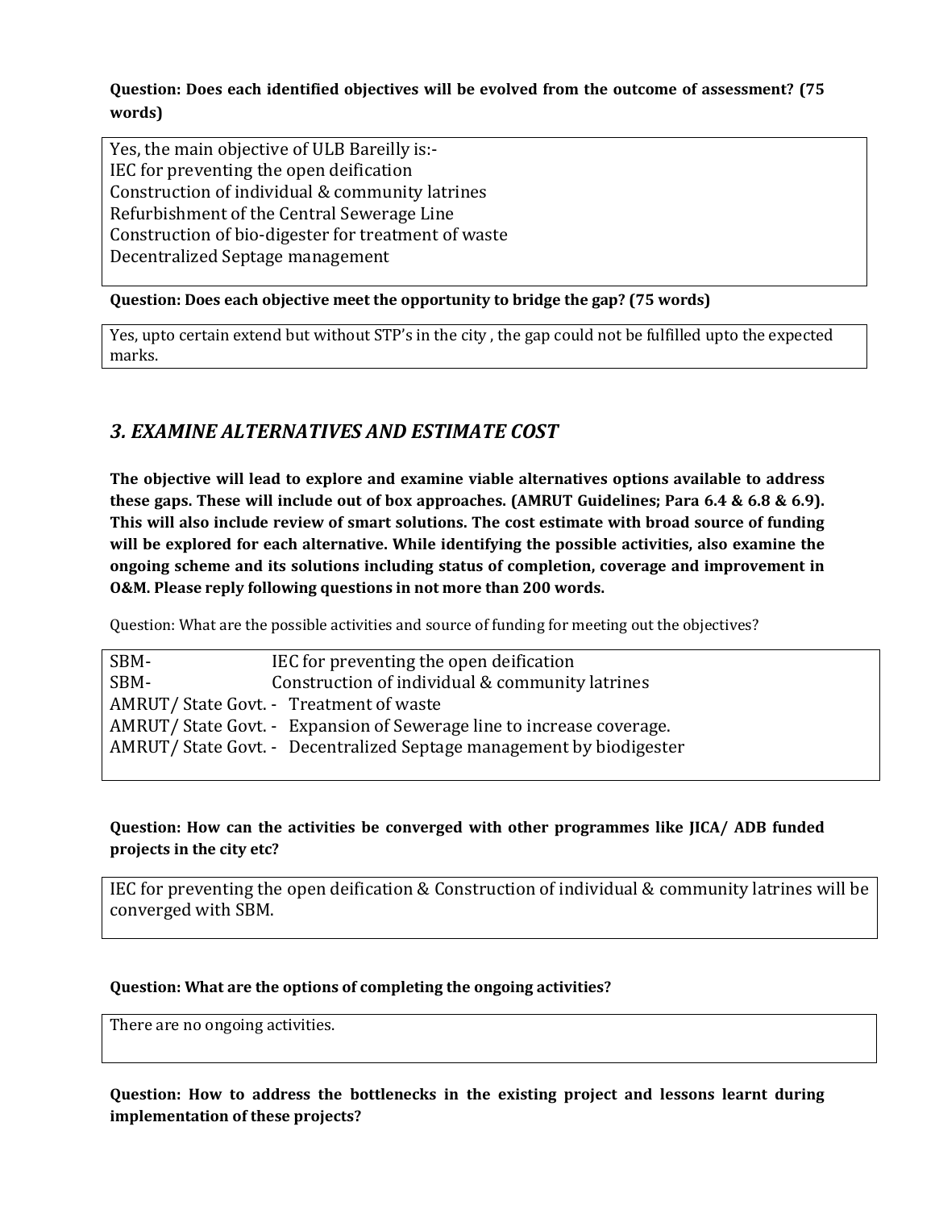**Question: Does each identified objectives will be evolved from the outcome of assessment? (75 words)**

Yes, the main objective of ULB Bareilly is:-
IEC for preventing the open deification
Construction of individual & community latrines
Refurbishment of the Central Sewerage Line
Construction of bio-digester for treatment of waste
Decentralized Septage management

**Question: Does each objective meet the opportunity to bridge the gap? (75 words)**

Yes, upto certain extend but without STP's in the city , the gap could not be fulfilled upto the expected marks.

## *3. EXAMINE ALTERNATIVES AND ESTIMATE COST*

**The objective will lead to explore and examine viable alternatives options available to address these gaps. These will include out of box approaches. (AMRUT Guidelines; Para 6.4 & 6.8 & 6.9). This will also include review of smart solutions. The cost estimate with broad source of funding will be explored for each alternative. While identifying the possible activities, also examine the ongoing scheme and its solutions including status of completion, coverage and improvement in O&M. Please reply following questions in not more than 200 words.**

Question: What are the possible activities and source of funding for meeting out the objectives?

| | |
|---|---|
| SBM- | IEC for preventing the open deification |
| SBM- | Construction of individual & community latrines |
| AMRUT/ State Govt. - | Treatment of waste |
| AMRUT/ State Govt. - | Expansion of Sewerage line to increase coverage. |
| AMRUT/ State Govt. - | Decentralized Septage management by biodigester |

**Question: How can the activities be converged with other programmes like JICA/ ADB funded projects in the city etc?**

IEC for preventing the open deification & Construction of individual & community latrines will be converged with SBM.

**Question: What are the options of completing the ongoing activities?**

There are no ongoing activities.

**Question: How to address the bottlenecks in the existing project and lessons learnt during implementation of these projects?**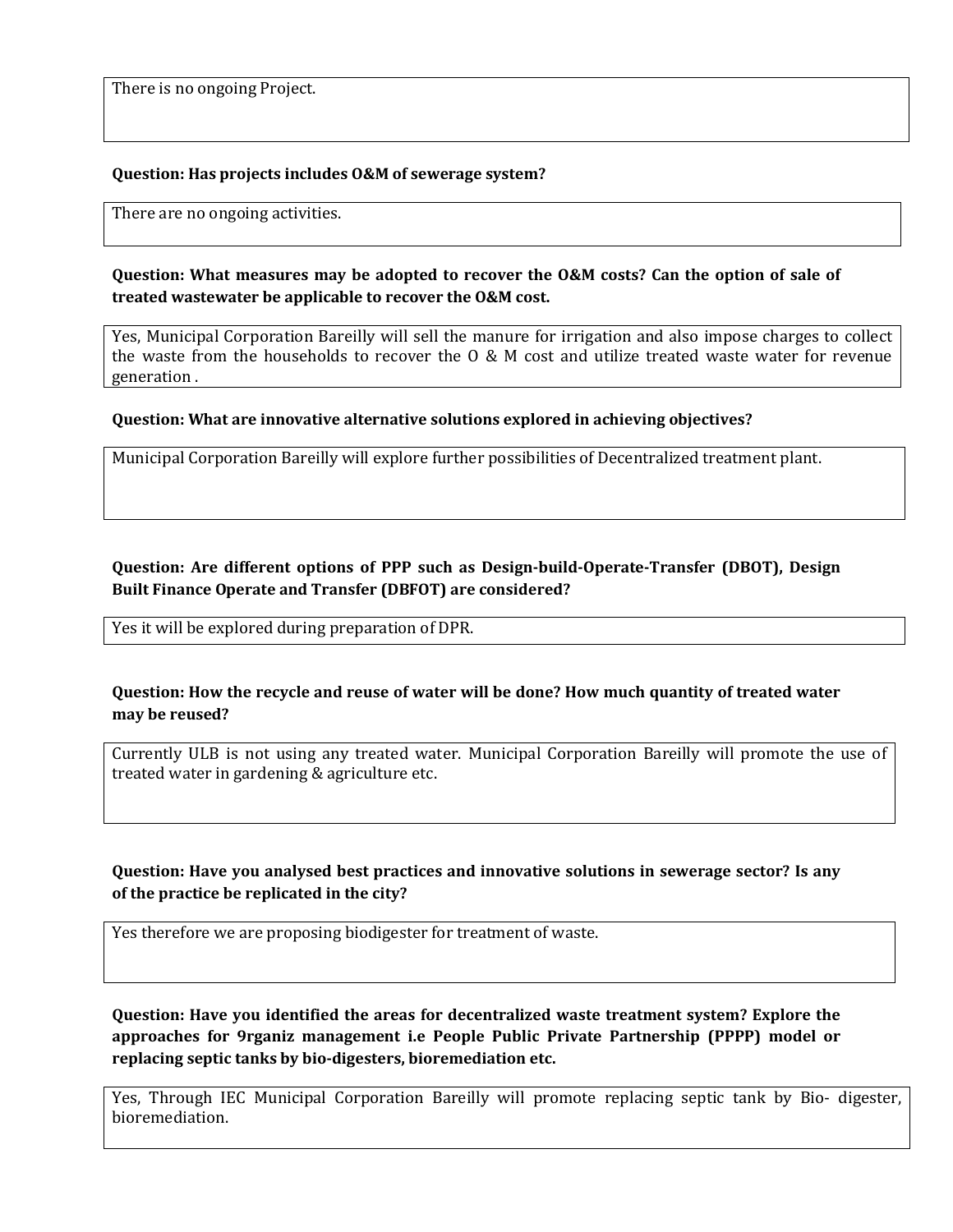There is no ongoing Project.

**Question: Has projects includes O&M of sewerage system?**

There are no ongoing activities.

**Question: What measures may be adopted to recover the O&M costs? Can the option of sale of treated wastewater be applicable to recover the O&M cost.**

Yes, Municipal Corporation Bareilly will sell the manure for irrigation and also impose charges to collect the waste from the households to recover the O & M cost and utilize treated waste water for revenue generation .

**Question: What are innovative alternative solutions explored in achieving objectives?**

Municipal Corporation Bareilly will explore further possibilities of Decentralized treatment plant.

**Question: Are different options of PPP such as Design-build-Operate-Transfer (DBOT), Design Built Finance Operate and Transfer (DBFOT) are considered?**

Yes it will be explored during preparation of DPR.

**Question: How the recycle and reuse of water will be done? How much quantity of treated water may be reused?**

Currently ULB is not using any treated water. Municipal Corporation Bareilly will promote the use of treated water in gardening & agriculture etc.

**Question: Have you analysed best practices and innovative solutions in sewerage sector? Is any of the practice be replicated in the city?**

Yes therefore we are proposing biodigester for treatment of waste.

**Question: Have you identified the areas for decentralized waste treatment system? Explore the approaches for 9rganiz management i.e People Public Private Partnership (PPPP) model or replacing septic tanks by bio-digesters, bioremediation etc.**

Yes, Through IEC Municipal Corporation Bareilly will promote replacing septic tank by Bio- digester, bioremediation.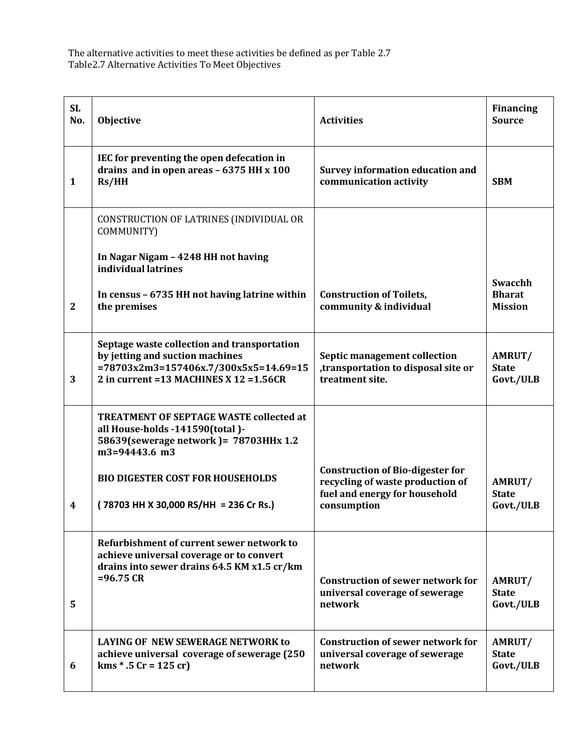The alternative activities to meet these activities be defined as per Table 2.7
Table2.7 Alternative Activities To Meet Objectives

| SL No. | Objective | Activities | Financing Source |
|---|---|---|---|
| 1 | **IEC for preventing the open defecation in drains and in open areas – 6375 HH x 100 Rs/HH** | **Survey information education and communication activity** | **SBM** |
| 2 | CONSTRUCTION OF LATRINES (INDIVIDUAL OR COMMUNITY)<br><br>**In Nagar Nigam – 4248 HH not having individual latrines**<br><br>**In census – 6735 HH not having latrine within the premises** | **Construction of Toilets, community & individual** | **Swacchh Bharat Mission** |
| 3 | **Septage waste collection and transportation by jetting and suction machines =78703x2m3=157406x.7/300x5x5=14.69=152 in current =13 MACHINES X 12 =1.56CR** | **Septic management collection ,transportation to disposal site or treatment site.** | **AMRUT/ State Govt./ULB** |
| 4 | **TREATMENT OF SEPTAGE WASTE collected at all House-holds -141590(total )-58639(sewerage network )= 78703HHx 1.2 m3=94443.6 m3**<br><br>**BIO DIGESTER COST FOR HOUSEHOLDS**<br><br>**( 78703 HH X 30,000 RS/HH = 236 Cr Rs.)** | **Construction of Bio-digester for recycling of waste production of fuel and energy for household consumption** | **AMRUT/ State Govt./ULB** |
| 5 | **Refurbishment of current sewer network to achieve universal coverage or to convert drains into sewer drains 64.5 KM x1.5 cr/km =96.75 CR** | **Construction of sewer network for universal coverage of sewerage network** | **AMRUT/ State Govt./ULB** |
| 6 | **LAYING OF NEW SEWERAGE NETWORK to achieve universal coverage of sewerage (250 kms * .5 Cr = 125 cr)** | **Construction of sewer network for universal coverage of sewerage network** | **AMRUT/ State Govt./ULB** |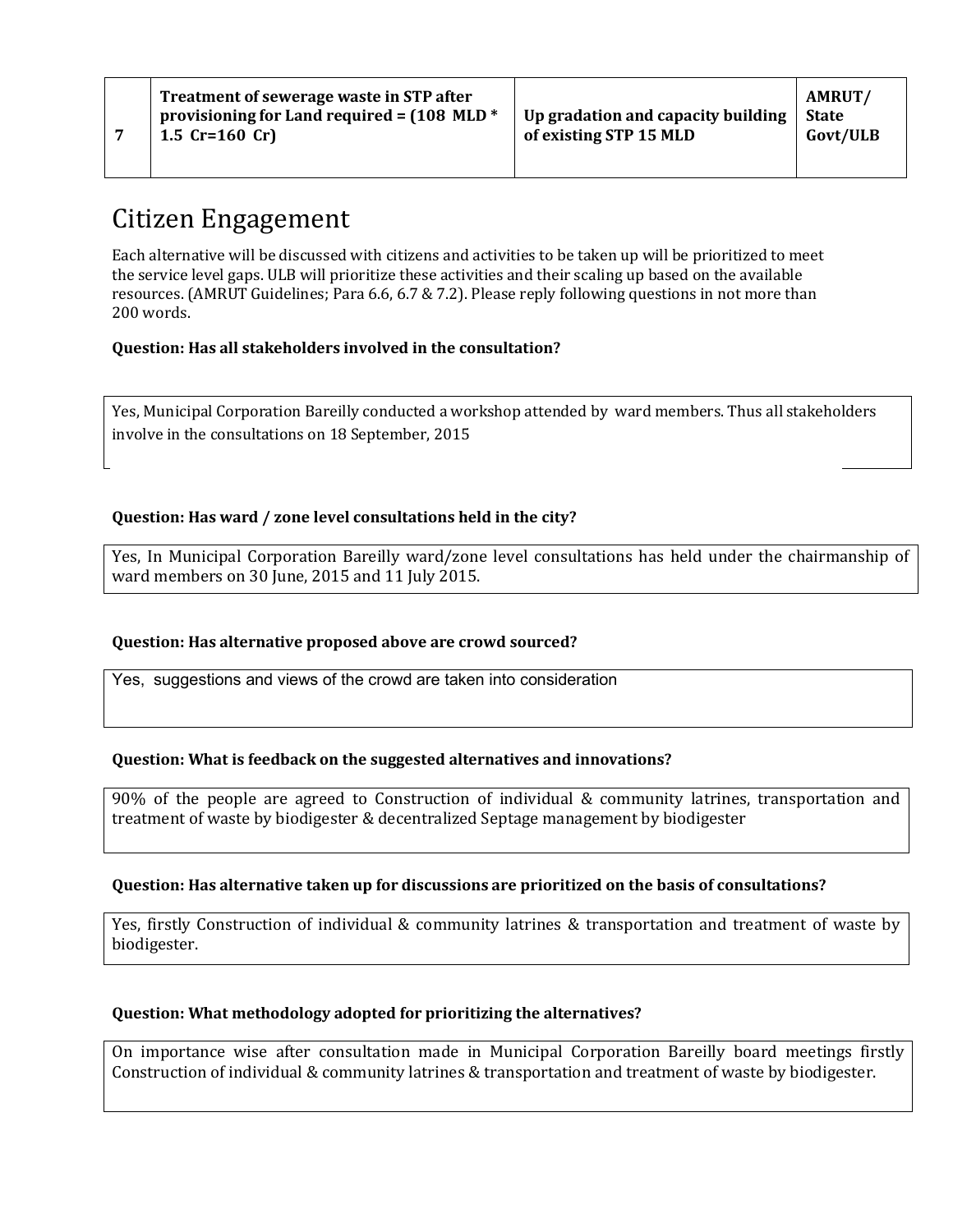| 7 | **Treatment of sewerage waste in STP after provisioning for Land required = (108 MLD * 1.5 Cr=160 Cr)** | **Up gradation and capacity building of existing STP 15 MLD** | **AMRUT/ State Govt/ULB** |
|---|---|---|---|

# Citizen Engagement

Each alternative will be discussed with citizens and activities to be taken up will be prioritized to meet the service level gaps. ULB will prioritize these activities and their scaling up based on the available resources. (AMRUT Guidelines; Para 6.6, 6.7 & 7.2). Please reply following questions in not more than 200 words.

**Question: Has all stakeholders involved in the consultation?**

Yes, Municipal Corporation Bareilly conducted a workshop attended by ward members. Thus all stakeholders involve in the consultations on 18 September, 2015

**Question: Has ward / zone level consultations held in the city?**

Yes, In Municipal Corporation Bareilly ward/zone level consultations has held under the chairmanship of ward members on 30 June, 2015 and 11 July 2015.

**Question: Has alternative proposed above are crowd sourced?**

Yes, suggestions and views of the crowd are taken into consideration

**Question: What is feedback on the suggested alternatives and innovations?**

90% of the people are agreed to Construction of individual & community latrines, transportation and treatment of waste by biodigester & decentralized Septage management by biodigester

**Question: Has alternative taken up for discussions are prioritized on the basis of consultations?**

Yes, firstly Construction of individual & community latrines & transportation and treatment of waste by biodigester.

**Question: What methodology adopted for prioritizing the alternatives?**

On importance wise after consultation made in Municipal Corporation Bareilly board meetings firstly Construction of individual & community latrines & transportation and treatment of waste by biodigester.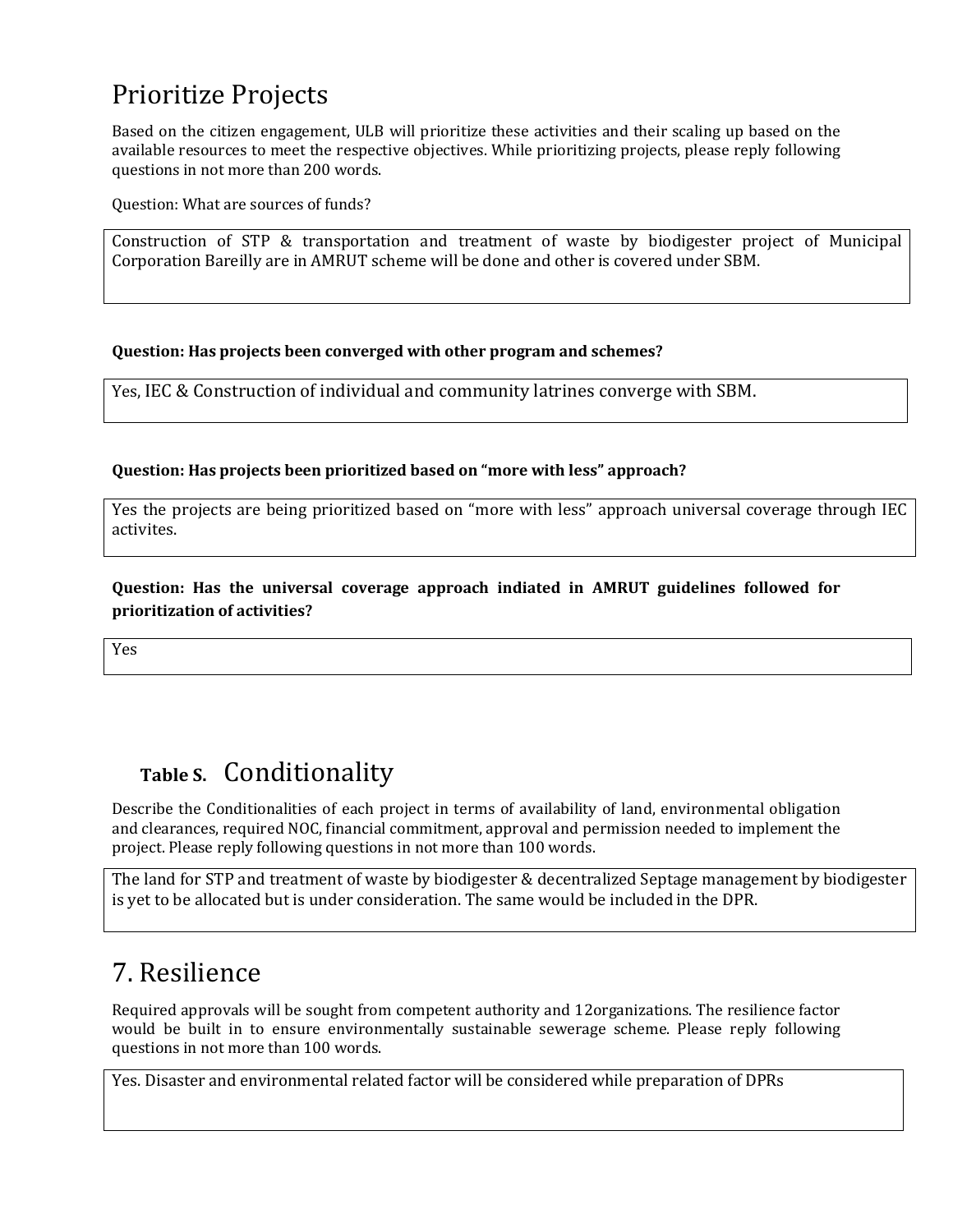## Prioritize Projects

Based on the citizen engagement, ULB will prioritize these activities and their scaling up based on the available resources to meet the respective objectives. While prioritizing projects, please reply following questions in not more than 200 words.

Question: What are sources of funds?

| Construction of STP & transportation and treatment of waste by biodigester project of Municipal Corporation Bareilly are in AMRUT scheme will be done and other is covered under SBM. |
|---|

**Question: Has projects been converged with other program and schemes?**

| Yes, IEC & Construction of individual and community latrines converge with SBM. |
|---|

**Question: Has projects been prioritized based on "more with less" approach?**

| Yes the projects are being prioritized based on "more with less" approach universal coverage through IEC activites. |
|---|

**Question: Has the universal coverage approach indiated in AMRUT guidelines followed for prioritization of activities?**

| Yes |
|---|

## **Table S.** Conditionality

Describe the Conditionalities of each project in terms of availability of land, environmental obligation and clearances, required NOC, financial commitment, approval and permission needed to implement the project. Please reply following questions in not more than 100 words.

| The land for STP and treatment of waste by biodigester & decentralized Septage management by biodigester is yet to be allocated but is under consideration. The same would be included in the DPR. |
|---|

## 7. Resilience

Required approvals will be sought from competent authority and 12organizations. The resilience factor would be built in to ensure environmentally sustainable sewerage scheme. Please reply following questions in not more than 100 words.

| Yes. Disaster and environmental related factor will be considered while preparation of DPRs |
|---|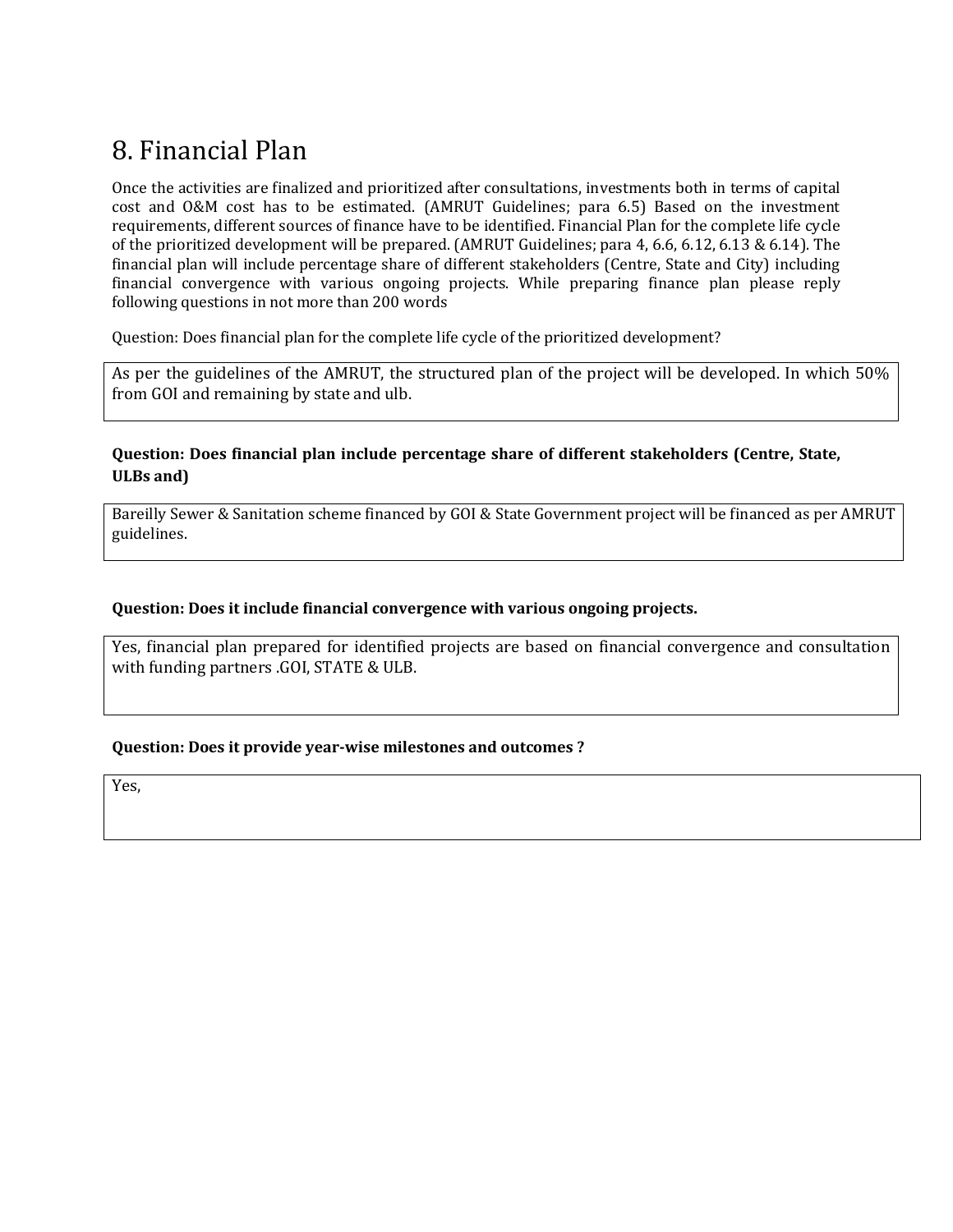# 8. Financial Plan

Once the activities are finalized and prioritized after consultations, investments both in terms of capital cost and O&M cost has to be estimated. (AMRUT Guidelines; para 6.5) Based on the investment requirements, different sources of finance have to be identified. Financial Plan for the complete life cycle of the prioritized development will be prepared. (AMRUT Guidelines; para 4, 6.6, 6.12, 6.13 & 6.14). The financial plan will include percentage share of different stakeholders (Centre, State and City) including financial convergence with various ongoing projects. While preparing finance plan please reply following questions in not more than 200 words

Question: Does financial plan for the complete life cycle of the prioritized development?

| As per the guidelines of the AMRUT, the structured plan of the project will be developed. In which 50% from GOI and remaining by state and ulb. |
|---|

**Question: Does financial plan include percentage share of different stakeholders (Centre, State, ULBs and)**

| Bareilly Sewer & Sanitation scheme financed by GOI & State Government project will be financed as per AMRUT guidelines. |
|---|

**Question: Does it include financial convergence with various ongoing projects.**

| Yes, financial plan prepared for identified projects are based on financial convergence and consultation with funding partners .GOI, STATE & ULB. |
|---|

**Question: Does it provide year-wise milestones and outcomes ?**

| Yes, |
|---|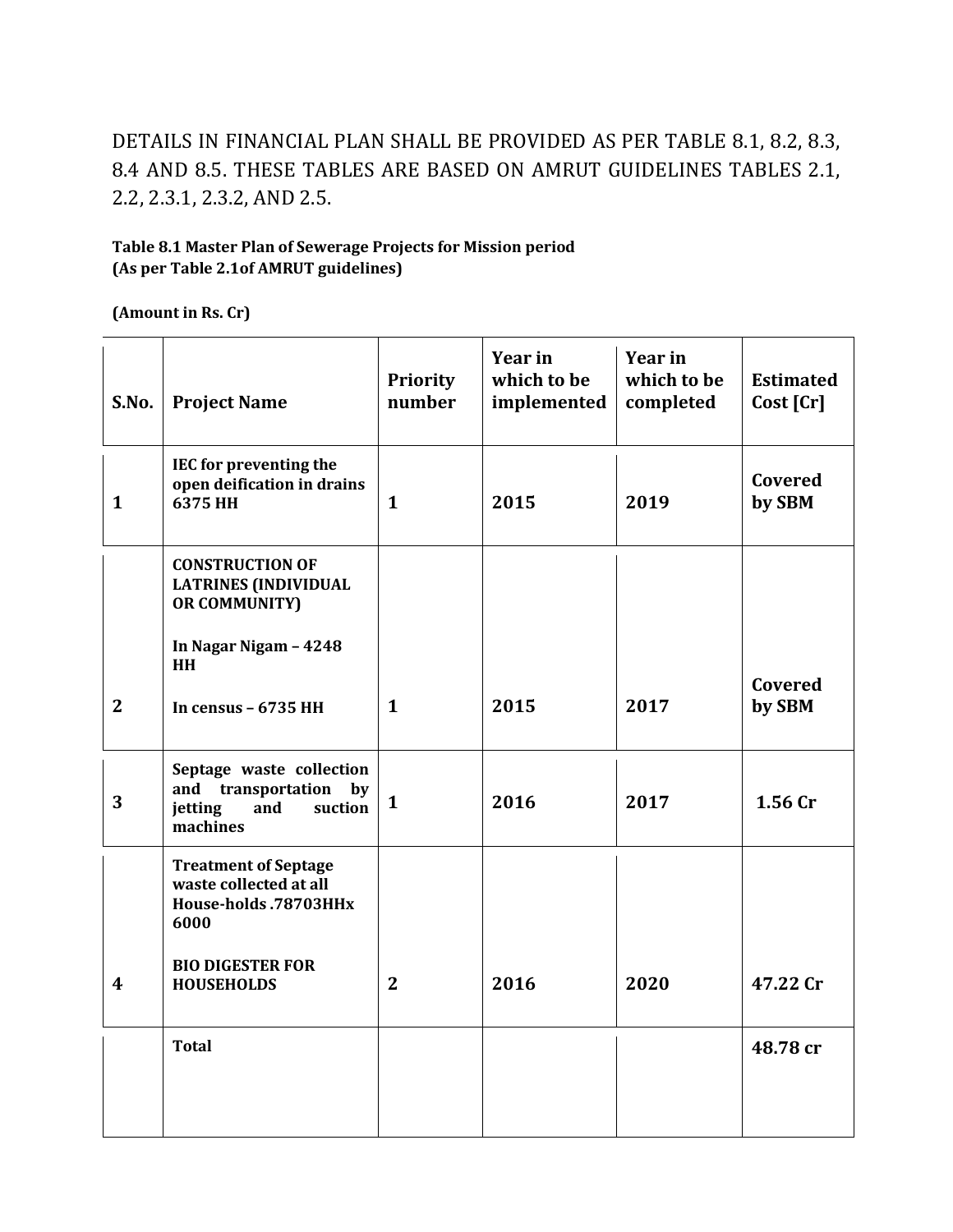DETAILS IN FINANCIAL PLAN SHALL BE PROVIDED AS PER TABLE 8.1, 8.2, 8.3, 8.4 AND 8.5. THESE TABLES ARE BASED ON AMRUT GUIDELINES TABLES 2.1, 2.2, 2.3.1, 2.3.2, AND 2.5.

**Table 8.1 Master Plan of Sewerage Projects for Mission period (As per Table 2.1of AMRUT guidelines)**

**(Amount in Rs. Cr)**

| S.No. | Project Name | Priority number | Year in which to be implemented | Year in which to be completed | Estimated Cost [Cr] |
|---|---|---|---|---|---|
| 1 | IEC for preventing the open deification in drains 6375 HH | 1 | 2015 | 2019 | Covered by SBM |
| 2 | CONSTRUCTION OF LATRINES (INDIVIDUAL OR COMMUNITY) In Nagar Nigam – 4248 HH In census – 6735 HH | 1 | 2015 | 2017 | Covered by SBM |
| 3 | Septage waste collection and transportation by jetting and suction machines | 1 | 2016 | 2017 | 1.56 Cr |
| 4 | Treatment of Septage waste collected at all House-holds .78703HHx 6000 BIO DIGESTER FOR HOUSEHOLDS | 2 | 2016 | 2020 | 47.22 Cr |
| | Total | | | | 48.78 cr |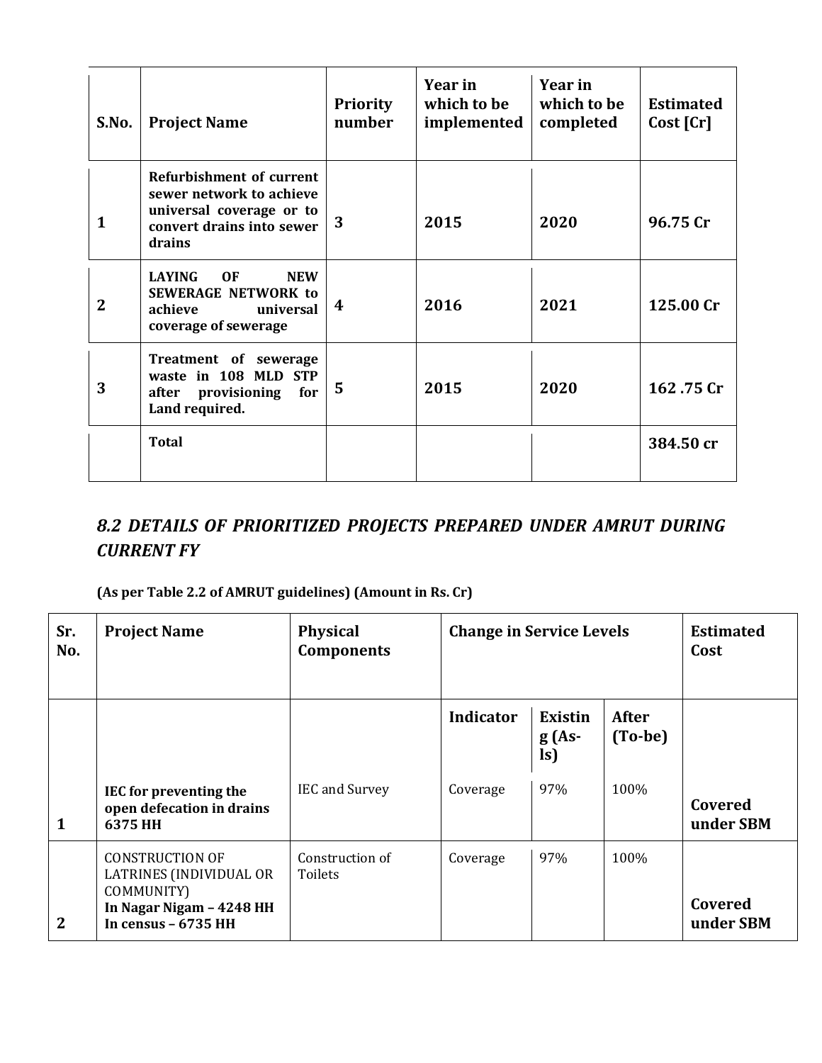| S.No. | Project Name | Priority number | Year in which to be implemented | Year in which to be completed | Estimated Cost [Cr] |
|---|---|---|---|---|---|
| 1 | **Refurbishment of current sewer network to achieve universal coverage or to convert drains into sewer drains** | 3 | 2015 | 2020 | 96.75 Cr |
| 2 | **LAYING OF NEW SEWERAGE NETWORK to achieve universal coverage of sewerage** | 4 | 2016 | 2021 | 125.00 Cr |
| 3 | **Treatment of sewerage waste in 108 MLD STP after provisioning for Land required.** | 5 | 2015 | 2020 | 162 .75 Cr |
| | **Total** | | | | 384.50 cr |

## *8.2 DETAILS OF PRIORITIZED PROJECTS PREPARED UNDER AMRUT DURING CURRENT FY*

**(As per Table 2.2 of AMRUT guidelines) (Amount in Rs. Cr)**

| Sr. No. | Project Name | Physical Components | Change in Service Levels | | | Estimated Cost |
|---|---|---|---|---|---|---|
| | | | Indicator | Existing (As-Is) | After (To-be) | |
| 1 | **IEC for preventing the open defecation in drains 6375 HH** | IEC and Survey | Coverage | 97% | 100% | **Covered under SBM** |
| 2 | CONSTRUCTION OF LATRINES (INDIVIDUAL OR COMMUNITY) **In Nagar Nigam – 4248 HH In census – 6735 HH** | Construction of Toilets | Coverage | 97% | 100% | **Covered under SBM** |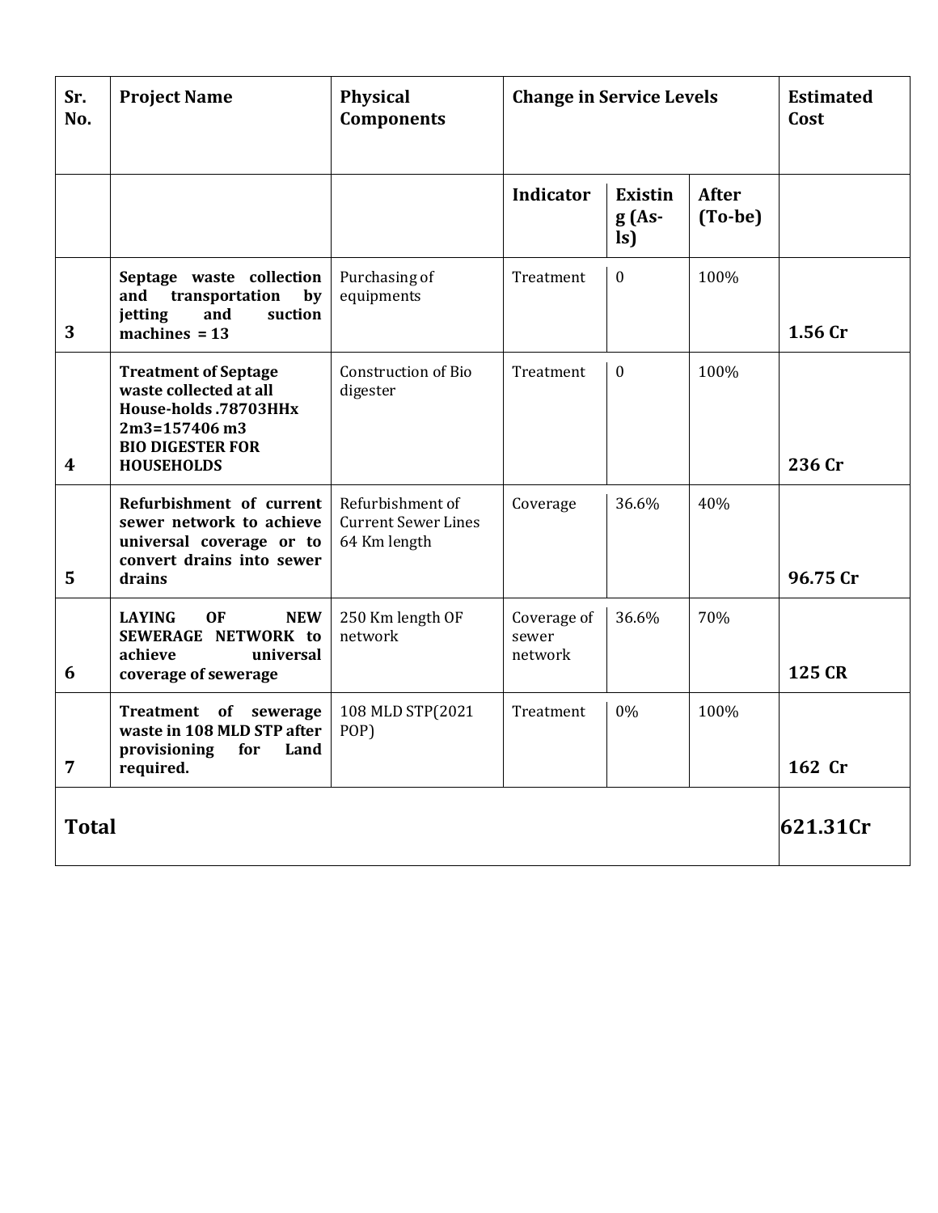| Sr. No. | Project Name | Physical Components | Change in Service Levels | | | Estimated Cost |
|---|---|---|---|---|---|---|
| | | | Indicator | Existing (As-Is) | After (To-be) | |
| 3 | **Septage waste collection and transportation by jetting and suction machines = 13** | Purchasing of equipments | Treatment | 0 | 100% | **1.56 Cr** |
| 4 | **Treatment of Septage waste collected at all House-holds .78703HHx 2m3=157406 m3 BIO DIGESTER FOR HOUSEHOLDS** | Construction of Bio digester | Treatment | 0 | 100% | **236 Cr** |
| 5 | **Refurbishment of current sewer network to achieve universal coverage or to convert drains into sewer drains** | Refurbishment of Current Sewer Lines 64 Km length | Coverage | 36.6% | 40% | **96.75 Cr** |
| 6 | **LAYING OF NEW SEWERAGE NETWORK to achieve universal coverage of sewerage** | 250 Km length OF network | Coverage of sewer network | 36.6% | 70% | **125 CR** |
| 7 | **Treatment of sewerage waste in 108 MLD STP after provisioning for Land required.** | 108 MLD STP(2021 POP) | Treatment | 0% | 100% | **162 Cr** |
| **Total** | | | | | | **621.31Cr** |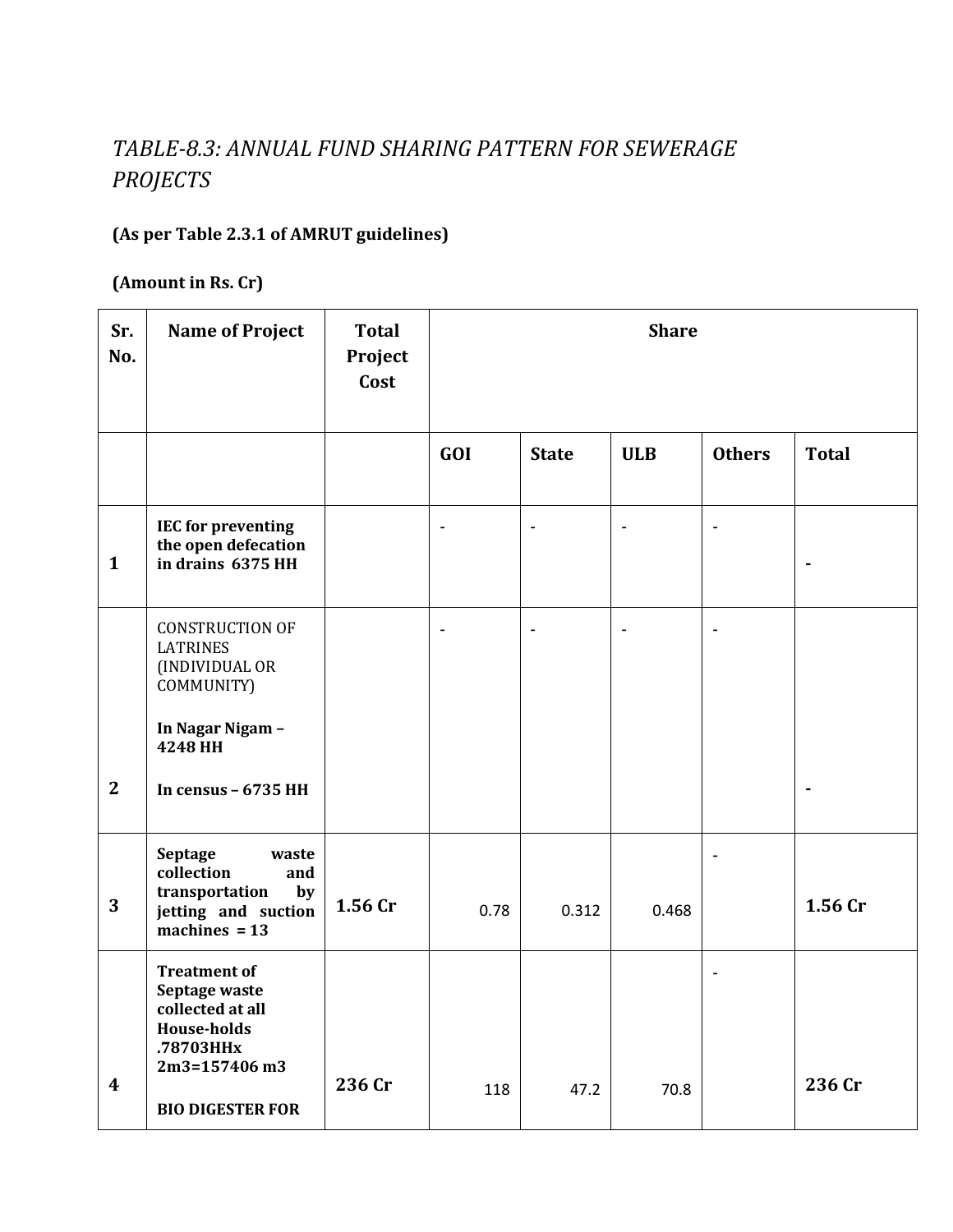## TABLE-8.3: ANNUAL FUND SHARING PATTERN FOR SEWERAGE PROJECTS

**(As per Table 2.3.1 of AMRUT guidelines)**

**(Amount in Rs. Cr)**

| Sr. No. | Name of Project | Total Project Cost | Share | | | | |
|---|---|---|---|---|---|---|---|
| | | | **GOI** | **State** | **ULB** | **Others** | **Total** |
| **1** | **IEC for preventing the open defecation in drains 6375 HH** | | - | - | - | - | - |
| **2** | CONSTRUCTION OF LATRINES (INDIVIDUAL OR COMMUNITY) **In Nagar Nigam – 4248 HH** **In census – 6735 HH** | | - | - | - | - | - |
| **3** | **Septage waste collection and transportation by jetting and suction machines = 13** | **1.56 Cr** | 0.78 | 0.312 | 0.468 | - | **1.56 Cr** |
| **4** | **Treatment of Septage waste collected at all House-holds .78703HHx 2m3=157406 m3** **BIO DIGESTER FOR** | **236 Cr** | 118 | 47.2 | 70.8 | - | **236 Cr** |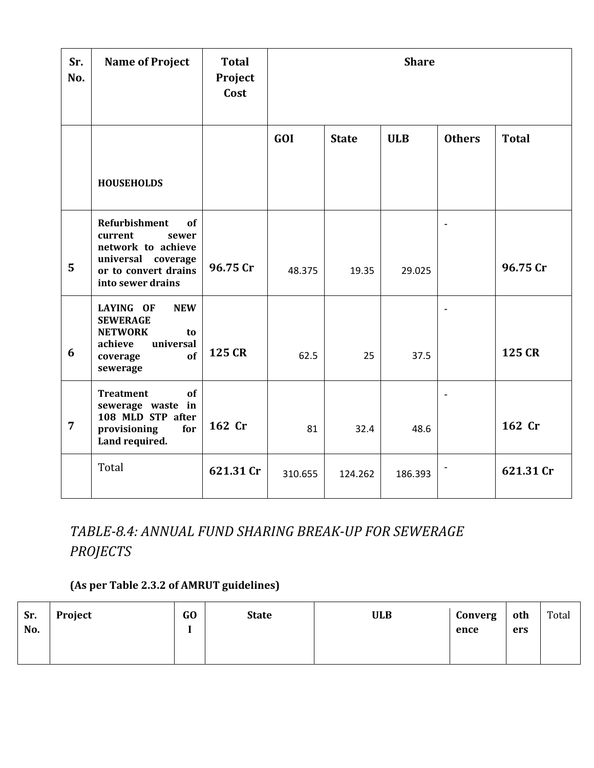| Sr. No. | Name of Project | Total Project Cost | Share | | | | |
|---|---|---|---|---|---|---|---|
| | | | GOI | State | ULB | Others | Total |
| | **HOUSEHOLDS** | | | | | | |
| 5 | **Refurbishment of current sewer network to achieve universal coverage or to convert drains into sewer drains** | **96.75 Cr** | 48.375 | 19.35 | 29.025 | - | **96.75 Cr** |
| 6 | **LAYING OF NEW SEWERAGE NETWORK to achieve universal coverage of sewerage** | **125 CR** | 62.5 | 25 | 37.5 | - | **125 CR** |
| 7 | **Treatment of sewerage waste in 108 MLD STP after provisioning for Land required.** | **162 Cr** | 81 | 32.4 | 48.6 | - | **162 Cr** |
| | Total | **621.31 Cr** | 310.655 | 124.262 | 186.393 | - | **621.31 Cr** |

## *TABLE-8.4: ANNUAL FUND SHARING BREAK-UP FOR SEWERAGE PROJECTS*

**(As per Table 2.3.2 of AMRUT guidelines)**

| Sr. No. | Project | GOI | State | ULB | Convergence | others | Total |
|---|---|---|---|---|---|---|---|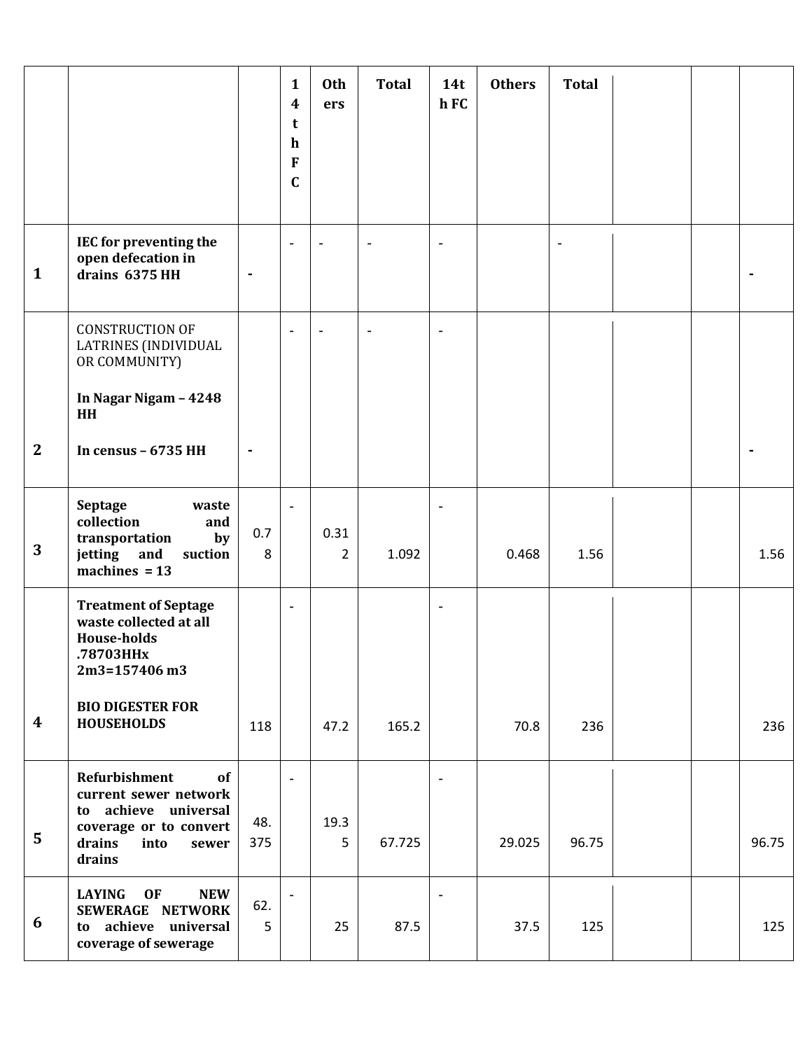| | | | 14th FC | Others | Total | 14th FC | Others | Total | | | |
|---|---|---|---|---|---|---|---|---|---|---|---|
| **1** | **IEC for preventing the open defecation in drains 6375 HH** | **-** | - | - | - | - | | - | | | **-** |
| **2** | CONSTRUCTION OF LATRINES (INDIVIDUAL OR COMMUNITY)<br><br>**In Nagar Nigam – 4248 HH**<br><br>**In census – 6735 HH** | **-** | - | - | - | - | | | | | **-** |
| **3** | **Septage waste collection and transportation by jetting and suction machines = 13** | 0.78 | - | 0.312 | 1.092 | - | 0.468 | 1.56 | | | 1.56 |
| **4** | **Treatment of Septage waste collected at all House-holds .78703HHx 2m3=157406 m3**<br><br>**BIO DIGESTER FOR HOUSEHOLDS** | 118 | - | 47.2 | 165.2 | - | 70.8 | 236 | | | 236 |
| **5** | **Refurbishment of current sewer network to achieve universal coverage or to convert drains into sewer drains** | 48.375 | - | 19.35 | 67.725 | - | 29.025 | 96.75 | | | 96.75 |
| **6** | **LAYING OF NEW SEWERAGE NETWORK to achieve universal coverage of sewerage** | 62.5 | - | 25 | 87.5 | - | 37.5 | 125 | | | 125 |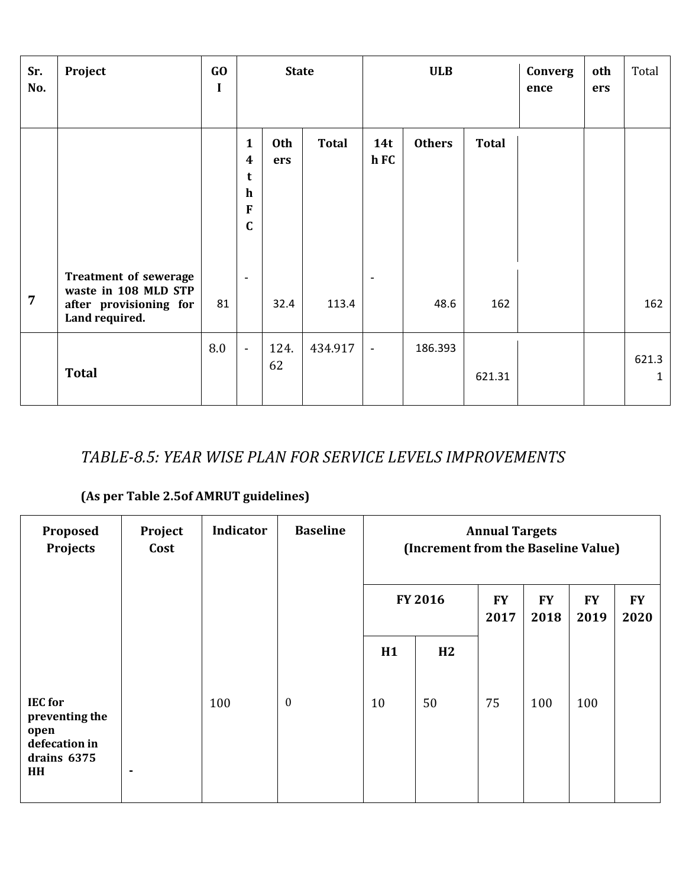| Sr. No. | Project | GOI | State | | | ULB | | | Convergence | others | Total |
|---|---|---|---|---|---|---|---|---|---|---|---|
| | | | 14th FC | Others | Total | 14th FC | Others | Total | | | |
| 7 | **Treatment of sewerage waste in 108 MLD STP after provisioning for Land required.** | 81 | - | 32.4 | 113.4 | - | 48.6 | 162 | | | 162 |
| | **Total** | 8.0 | - | 124.62 | 434.917 | - | 186.393 | 621.31 | | | 621.31 |

## *TABLE-8.5: YEAR WISE PLAN FOR SERVICE LEVELS IMPROVEMENTS*

**(As per Table 2.5of AMRUT guidelines)**

| Proposed Projects | Project Cost | Indicator | Baseline | Annual Targets (Increment from the Baseline Value) | | | | | |
|---|---|---|---|---|---|---|---|---|---|
| | | | | FY 2016 | | FY 2017 | FY 2018 | FY 2019 | FY 2020 |
| | | | | H1 | H2 | | | | |
| **IEC for preventing the open defecation in drains 6375 HH** | - | 100 | 0 | 10 | 50 | 75 | 100 | 100 | |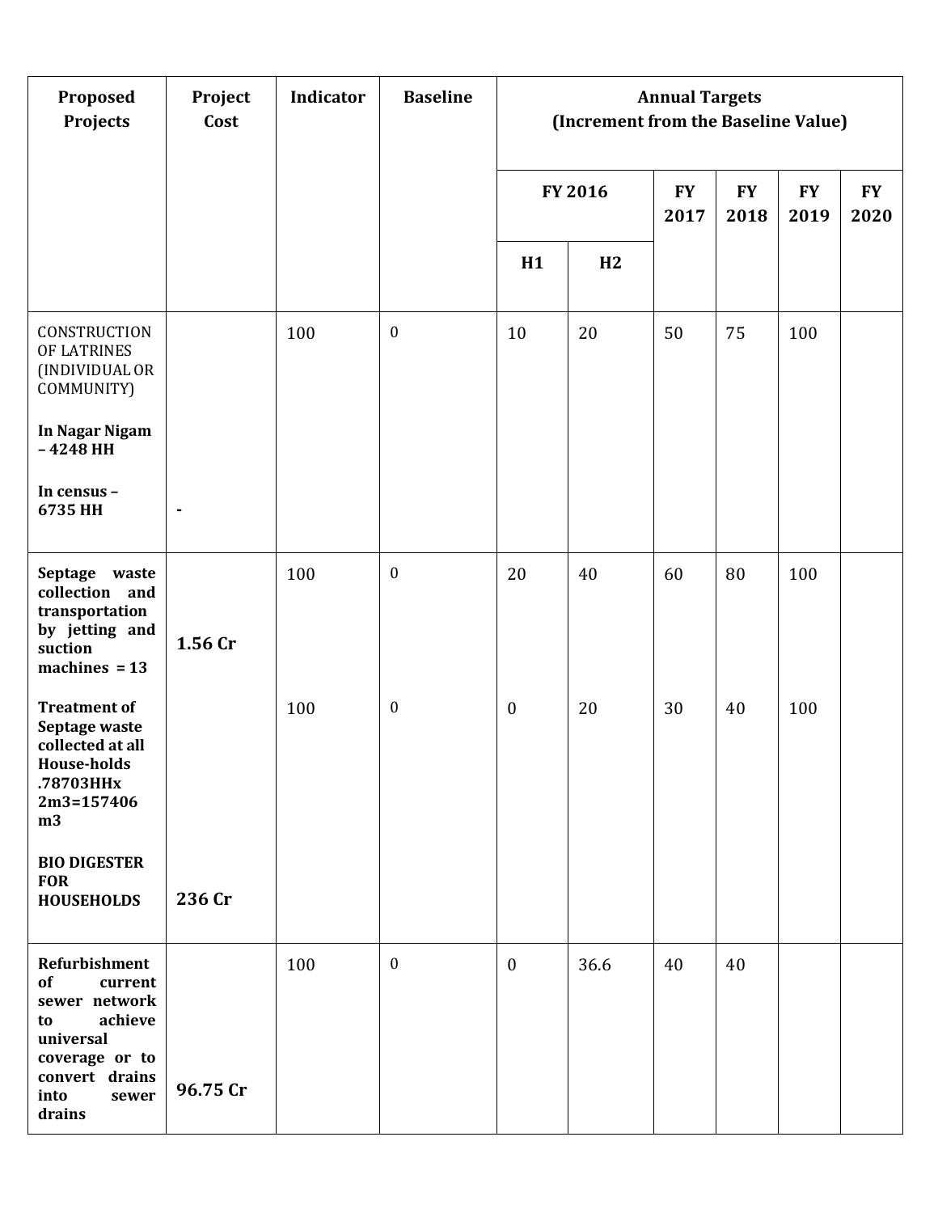| Proposed Projects | Project Cost | Indicator | Baseline | Annual Targets (Increment from the Baseline Value) | | | | | |
|---|---|---|---|---|---|---|---|---|---|
| | | | | FY 2016 | | FY 2017 | FY 2018 | FY 2019 | FY 2020 |
| | | | | H1 | H2 | | | | |
| CONSTRUCTION OF LATRINES (INDIVIDUAL OR COMMUNITY) **In Nagar Nigam – 4248 HH** **In census – 6735 HH** | - | 100 | 0 | 10 | 20 | 50 | 75 | 100 | |
| **Septage waste collection and transportation by jetting and suction machines = 13** | **1.56 Cr** | 100 | 0 | 20 | 40 | 60 | 80 | 100 | |
| **Treatment of Septage waste collected at all House-holds .78703HHx 2m3=157406 m3** **BIO DIGESTER FOR HOUSEHOLDS** | **236 Cr** | 100 | 0 | 0 | 20 | 30 | 40 | 100 | |
| **Refurbishment of current sewer network to achieve universal coverage or to convert drains into sewer drains** | **96.75 Cr** | 100 | 0 | 0 | 36.6 | 40 | 40 | | |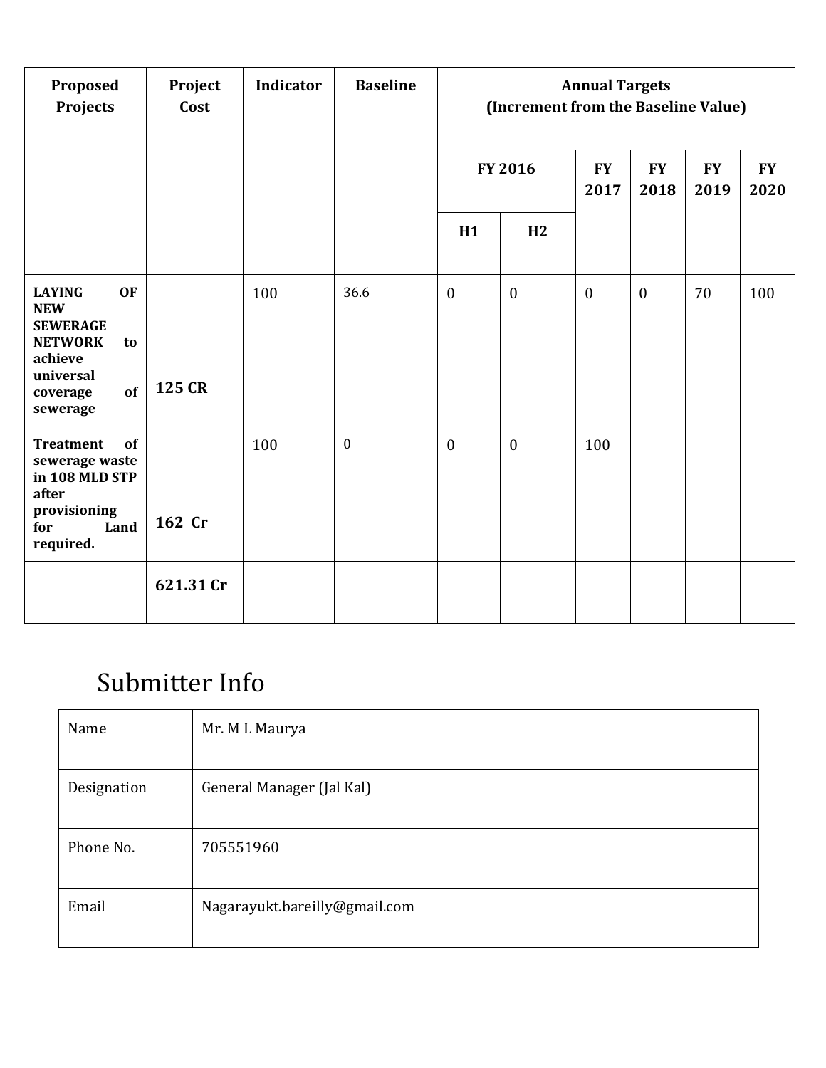| Proposed Projects | Project Cost | Indicator | Baseline | Annual Targets (Increment from the Baseline Value) | | | | | |
|---|---|---|---|---|---|---|---|---|---|
| | | | | FY 2016 | | FY 2017 | FY 2018 | FY 2019 | FY 2020 |
| | | | | H1 | H2 | | | | |
| **LAYING OF NEW SEWERAGE NETWORK to achieve universal coverage of sewerage** | **125 CR** | 100 | 36.6 | 0 | 0 | 0 | 0 | 70 | 100 |
| **Treatment of sewerage waste in 108 MLD STP after provisioning for Land required.** | **162 Cr** | 100 | 0 | 0 | 0 | 100 | | | |
| | **621.31 Cr** | | | | | | | | |

# Submitter Info

| | |
|---|---|
| Name | Mr. M L Maurya |
| Designation | General Manager (Jal Kal) |
| Phone No. | 705551960 |
| Email | Nagarayukt.bareilly@gmail.com |